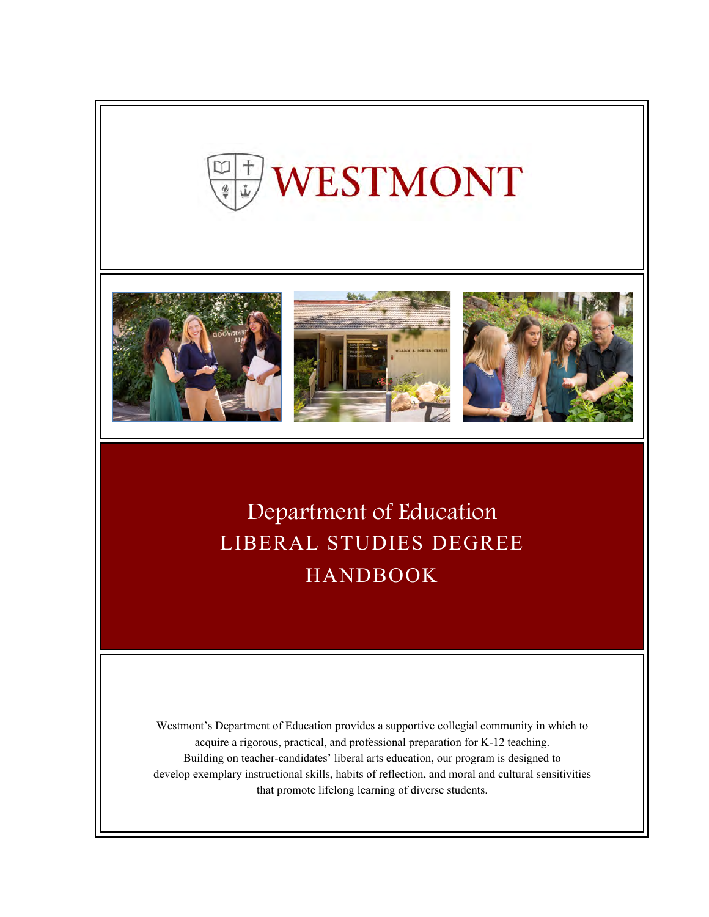# WESTMONT

# Department of Education

## LIBERAL STUDIES DEGREE HANDBOOK

Westmont's Department of Education provides a supportive collegial community in which to acquire a rigorous, practical, and professional preparation for K-12 teaching. Building on teacher-candidates' liberal arts education, our program is designed to develop exemplary instructional skills, habits of reflection, and moral and cultural sensitivities that promote lifelong learning of diverse students.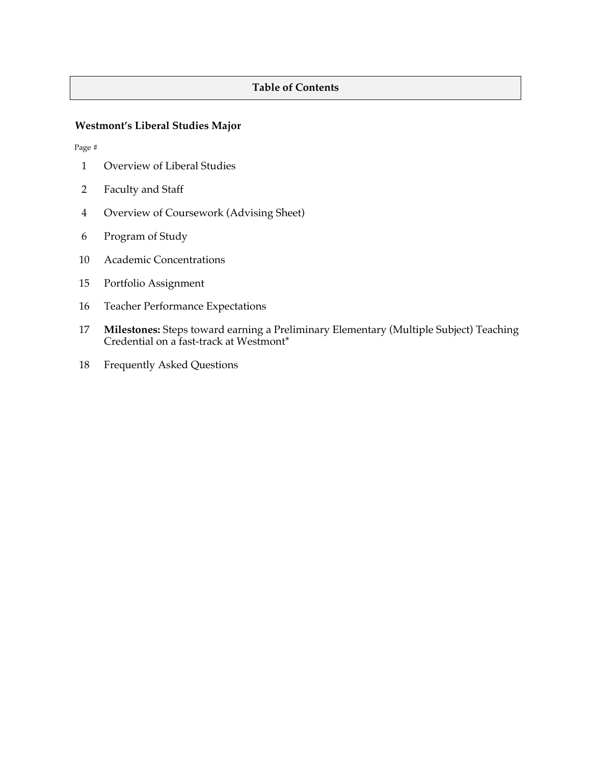# Table of Contents

## Westmont's Liberal Studies Major

| Page # | |
|---|---|
| 1 | Overview of Liberal Studies |
| 2 | Faculty and Staff |
| 4 | Overview of Coursework (Advising Sheet) |
| 6 | Program of Study |
| 10 | Academic Concentrations |
| 15 | Portfolio Assignment |
| 16 | Teacher Performance Expectations |
| 17 | **Milestones:** Steps toward earning a Preliminary Elementary (Multiple Subject) Teaching Credential on a fast-track at Westmont* |
| 18 | Frequently Asked Questions |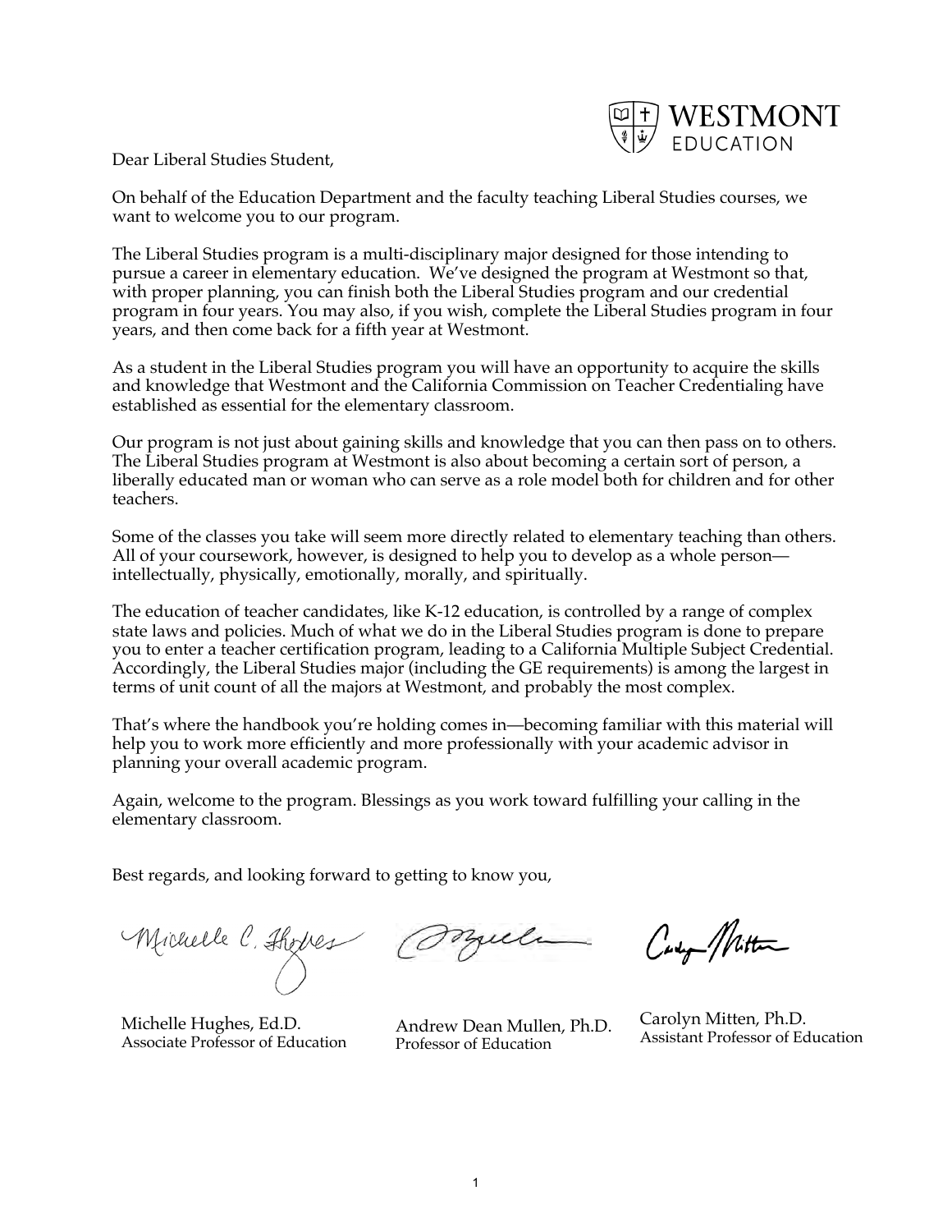WESTMONT EDUCATION

Dear Liberal Studies Student,

On behalf of the Education Department and the faculty teaching Liberal Studies courses, we want to welcome you to our program.

The Liberal Studies program is a multi-disciplinary major designed for those intending to pursue a career in elementary education. We've designed the program at Westmont so that, with proper planning, you can finish both the Liberal Studies program and our credential program in four years. You may also, if you wish, complete the Liberal Studies program in four years, and then come back for a fifth year at Westmont.

As a student in the Liberal Studies program you will have an opportunity to acquire the skills and knowledge that Westmont and the California Commission on Teacher Credentialing have established as essential for the elementary classroom.

Our program is not just about gaining skills and knowledge that you can then pass on to others. The Liberal Studies program at Westmont is also about becoming a certain sort of person, a liberally educated man or woman who can serve as a role model both for children and for other teachers.

Some of the classes you take will seem more directly related to elementary teaching than others. All of your coursework, however, is designed to help you to develop as a whole person—intellectually, physically, emotionally, morally, and spiritually.

The education of teacher candidates, like K-12 education, is controlled by a range of complex state laws and policies. Much of what we do in the Liberal Studies program is done to prepare you to enter a teacher certification program, leading to a California Multiple Subject Credential. Accordingly, the Liberal Studies major (including the GE requirements) is among the largest in terms of unit count of all the majors at Westmont, and probably the most complex.

That's where the handbook you're holding comes in—becoming familiar with this material will help you to work more efficiently and more professionally with your academic advisor in planning your overall academic program.

Again, welcome to the program. Blessings as you work toward fulfilling your calling in the elementary classroom.

Best regards, and looking forward to getting to know you,

Michelle Hughes, Ed.D.
Associate Professor of Education

Andrew Dean Mullen, Ph.D.
Professor of Education

Carolyn Mitten, Ph.D.
Assistant Professor of Education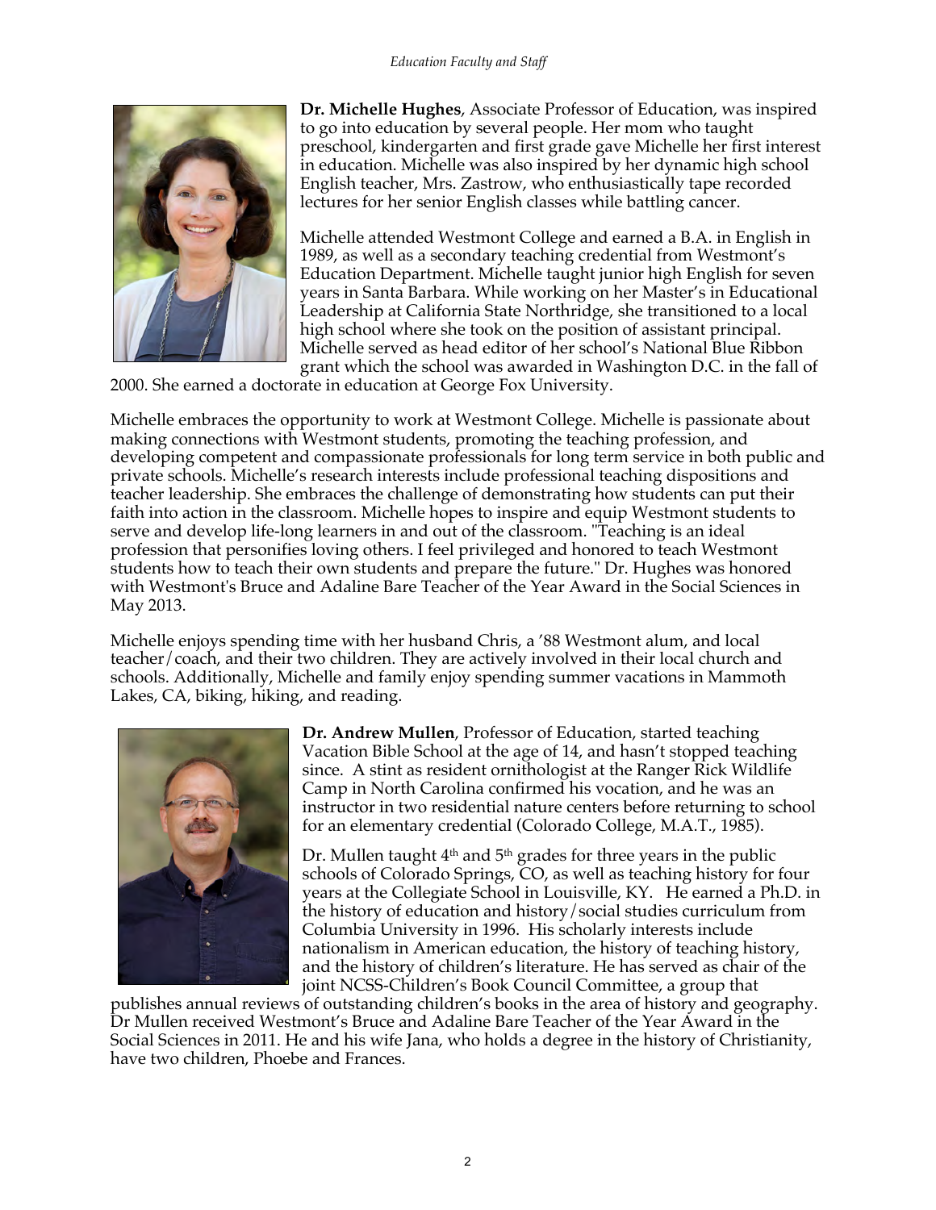**Dr. Michelle Hughes**, Associate Professor of Education, was inspired to go into education by several people. Her mom who taught preschool, kindergarten and first grade gave Michelle her first interest in education. Michelle was also inspired by her dynamic high school English teacher, Mrs. Zastrow, who enthusiastically tape recorded lectures for her senior English classes while battling cancer.

Michelle attended Westmont College and earned a B.A. in English in 1989, as well as a secondary teaching credential from Westmont's Education Department. Michelle taught junior high English for seven years in Santa Barbara. While working on her Master's in Educational Leadership at California State Northridge, she transitioned to a local high school where she took on the position of assistant principal. Michelle served as head editor of her school's National Blue Ribbon grant which the school was awarded in Washington D.C. in the fall of 2000. She earned a doctorate in education at George Fox University.

Michelle embraces the opportunity to work at Westmont College. Michelle is passionate about making connections with Westmont students, promoting the teaching profession, and developing competent and compassionate professionals for long term service in both public and private schools. Michelle's research interests include professional teaching dispositions and teacher leadership. She embraces the challenge of demonstrating how students can put their faith into action in the classroom. Michelle hopes to inspire and equip Westmont students to serve and develop life-long learners in and out of the classroom. "Teaching is an ideal profession that personifies loving others. I feel privileged and honored to teach Westmont students how to teach their own students and prepare the future." Dr. Hughes was honored with Westmont's Bruce and Adaline Bare Teacher of the Year Award in the Social Sciences in May 2013.

Michelle enjoys spending time with her husband Chris, a '88 Westmont alum, and local teacher/coach, and their two children. They are actively involved in their local church and schools. Additionally, Michelle and family enjoy spending summer vacations in Mammoth Lakes, CA, biking, hiking, and reading.

**Dr. Andrew Mullen**, Professor of Education, started teaching Vacation Bible School at the age of 14, and hasn't stopped teaching since. A stint as resident ornithologist at the Ranger Rick Wildlife Camp in North Carolina confirmed his vocation, and he was an instructor in two residential nature centers before returning to school for an elementary credential (Colorado College, M.A.T., 1985).

Dr. Mullen taught 4th and 5th grades for three years in the public schools of Colorado Springs, CO, as well as teaching history for four years at the Collegiate School in Louisville, KY. He earned a Ph.D. in the history of education and history/social studies curriculum from Columbia University in 1996. His scholarly interests include nationalism in American education, the history of teaching history, and the history of children's literature. He has served as chair of the joint NCSS-Children's Book Council Committee, a group that publishes annual reviews of outstanding children's books in the area of history and geography. Dr Mullen received Westmont's Bruce and Adaline Bare Teacher of the Year Award in the Social Sciences in 2011. He and his wife Jana, who holds a degree in the history of Christianity, have two children, Phoebe and Frances.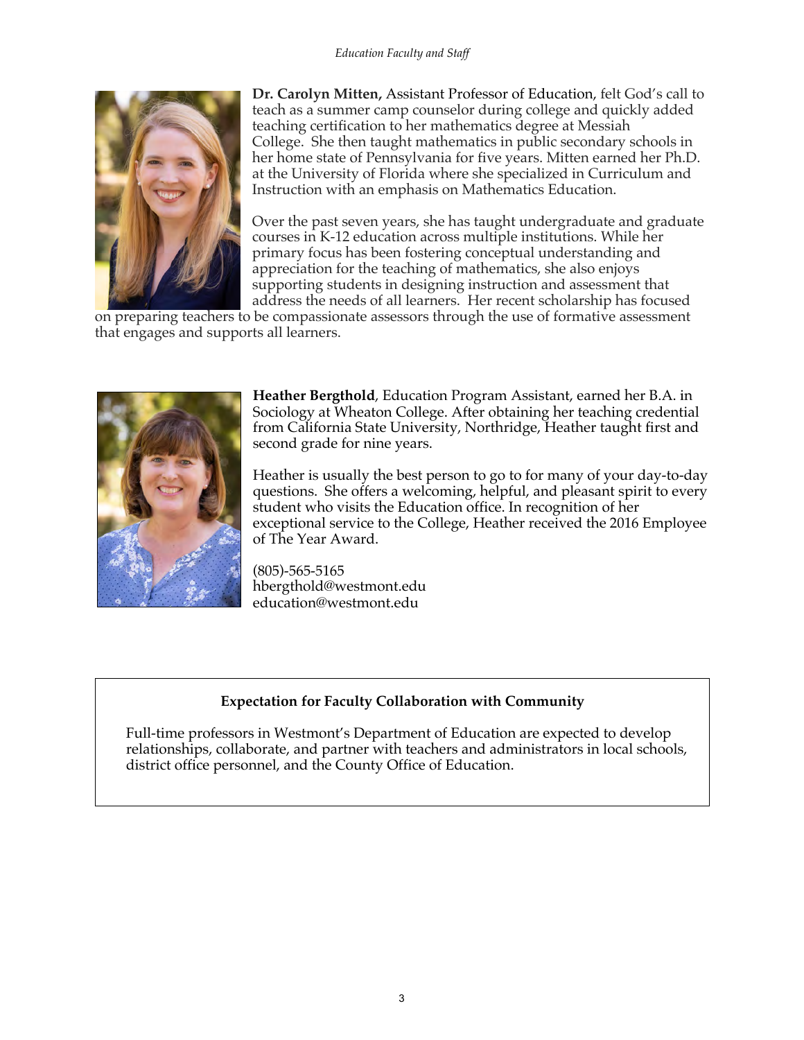**Dr. Carolyn Mitten,** Assistant Professor of Education, felt God's call to teach as a summer camp counselor during college and quickly added teaching certification to her mathematics degree at Messiah College. She then taught mathematics in public secondary schools in her home state of Pennsylvania for five years. Mitten earned her Ph.D. at the University of Florida where she specialized in Curriculum and Instruction with an emphasis on Mathematics Education.

Over the past seven years, she has taught undergraduate and graduate courses in K-12 education across multiple institutions. While her primary focus has been fostering conceptual understanding and appreciation for the teaching of mathematics, she also enjoys supporting students in designing instruction and assessment that address the needs of all learners. Her recent scholarship has focused on preparing teachers to be compassionate assessors through the use of formative assessment that engages and supports all learners.

**Heather Bergthold**, Education Program Assistant, earned her B.A. in Sociology at Wheaton College. After obtaining her teaching credential from California State University, Northridge, Heather taught first and second grade for nine years.

Heather is usually the best person to go to for many of your day-to-day questions. She offers a welcoming, helpful, and pleasant spirit to every student who visits the Education office. In recognition of her exceptional service to the College, Heather received the 2016 Employee of The Year Award.

(805)-565-5165
hbergthold@westmont.edu
education@westmont.edu

**Expectation for Faculty Collaboration with Community**

Full-time professors in Westmont's Department of Education are expected to develop relationships, collaborate, and partner with teachers and administrators in local schools, district office personnel, and the County Office of Education.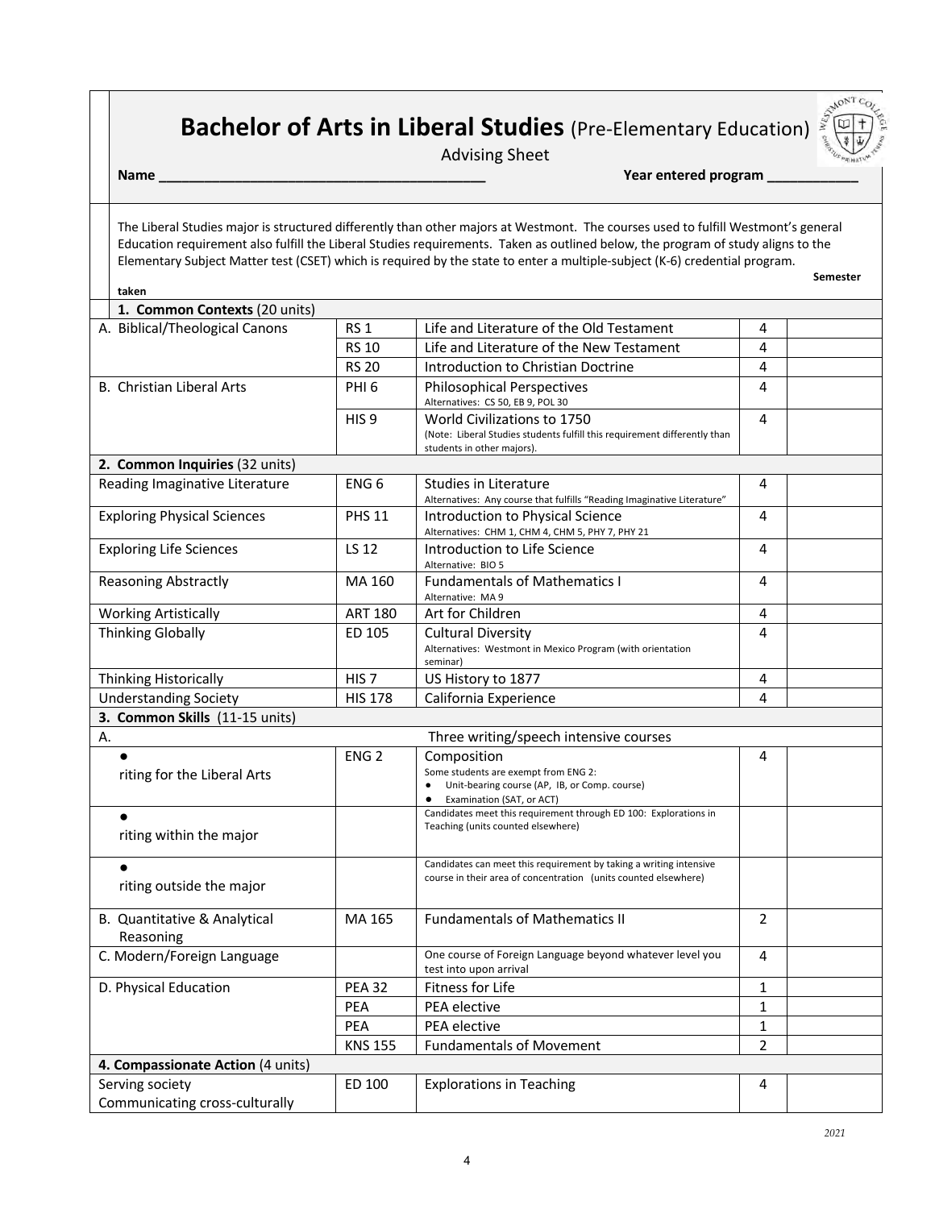# Bachelor of Arts in Liberal Studies (Pre-Elementary Education)

Advising Sheet

**Name** ________________________________________ **Year entered program** ___________

The Liberal Studies major is structured differently than other majors at Westmont. The courses used to fulfill Westmont's general Education requirement also fulfill the Liberal Studies requirements. Taken as outlined below, the program of study aligns to the Elementary Subject Matter test (CSET) which is required by the state to enter a multiple-subject (K-6) credential program.

| | | | | **Semester taken** |
|---|---|---|---|---|
| **1. Common Contexts** (20 units) | | | | |
| A. Biblical/Theological Canons | RS 1 | Life and Literature of the Old Testament | 4 | |
| | RS 10 | Life and Literature of the New Testament | 4 | |
| | RS 20 | Introduction to Christian Doctrine | 4 | |
| B. Christian Liberal Arts | PHI 6 | Philosophical Perspectives<br>Alternatives: CS 50, EB 9, POL 30 | 4 | |
| | HIS 9 | World Civilizations to 1750<br>(Note: Liberal Studies students fulfill this requirement differently than students in other majors). | 4 | |
| **2. Common Inquiries** (32 units) | | | | |
| Reading Imaginative Literature | ENG 6 | Studies in Literature<br>Alternatives: Any course that fulfills "Reading Imaginative Literature" | 4 | |
| Exploring Physical Sciences | PHS 11 | Introduction to Physical Science<br>Alternatives: CHM 1, CHM 4, CHM 5, PHY 7, PHY 21 | 4 | |
| Exploring Life Sciences | LS 12 | Introduction to Life Science<br>Alternative: BIO 5 | 4 | |
| Reasoning Abstractly | MA 160 | Fundamentals of Mathematics I<br>Alternative: MA 9 | 4 | |
| Working Artistically | ART 180 | Art for Children | 4 | |
| Thinking Globally | ED 105 | Cultural Diversity<br>Alternatives: Westmont in Mexico Program (with orientation seminar) | 4 | |
| Thinking Historically | HIS 7 | US History to 1877 | 4 | |
| Understanding Society | HIS 178 | California Experience | 4 | |
| **3. Common Skills** (11-15 units) | | | | |
| A. | | Three writing/speech intensive courses | | |
| • Writing for the Liberal Arts | ENG 2 | Composition<br>Some students are exempt from ENG 2:<br>• Unit-bearing course (AP, IB, or Comp. course)<br>• Examination (SAT, or ACT) | 4 | |
| • Writing within the major | | Candidates meet this requirement through ED 100: Explorations in Teaching (units counted elsewhere) | | |
| • Writing outside the major | | Candidates can meet this requirement by taking a writing intensive course in their area of concentration (units counted elsewhere) | | |
| B. Quantitative & Analytical Reasoning | MA 165 | Fundamentals of Mathematics II | 2 | |
| C. Modern/Foreign Language | | One course of Foreign Language beyond whatever level you test into upon arrival | 4 | |
| D. Physical Education | PEA 32 | Fitness for Life | 1 | |
| | PEA | PEA elective | 1 | |
| | PEA | PEA elective | 1 | |
| | KNS 155 | Fundamentals of Movement | 2 | |
| **4. Compassionate Action** (4 units) | | | | |
| Serving society<br>Communicating cross-culturally | ED 100 | Explorations in Teaching | 4 | |

*2021*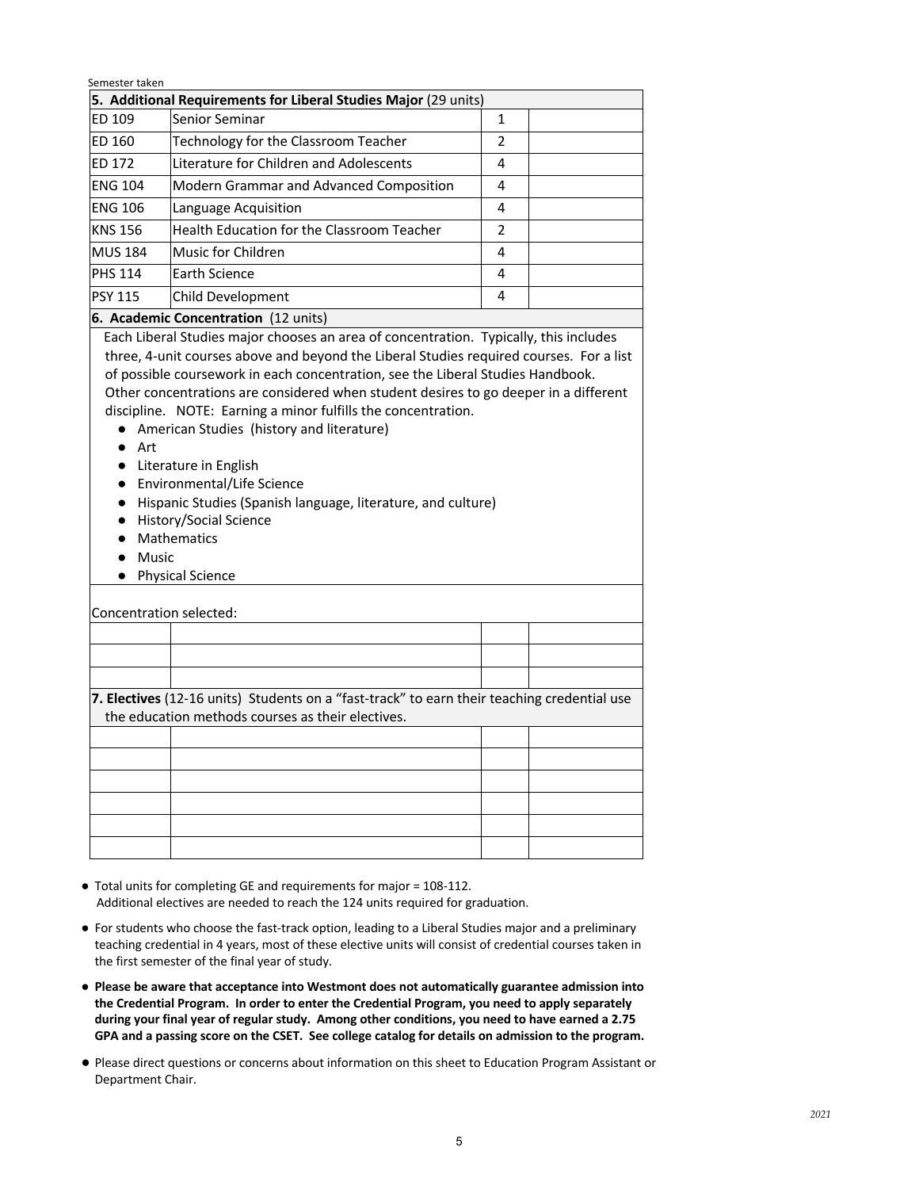Semester taken

| **5. Additional Requirements for Liberal Studies Major** (29 units) | | | |
|---|---|---|---|
| ED 109 | Senior Seminar | 1 | |
| ED 160 | Technology for the Classroom Teacher | 2 | |
| ED 172 | Literature for Children and Adolescents | 4 | |
| ENG 104 | Modern Grammar and Advanced Composition | 4 | |
| ENG 106 | Language Acquisition | 4 | |
| KNS 156 | Health Education for the Classroom Teacher | 2 | |
| MUS 184 | Music for Children | 4 | |
| PHS 114 | Earth Science | 4 | |
| PSY 115 | Child Development | 4 | |

**6. Academic Concentration** (12 units)

Each Liberal Studies major chooses an area of concentration. Typically, this includes three, 4-unit courses above and beyond the Liberal Studies required courses. For a list of possible coursework in each concentration, see the Liberal Studies Handbook. Other concentrations are considered when student desires to go deeper in a different discipline. NOTE: Earning a minor fulfills the concentration.

- American Studies (history and literature)
- Art
- Literature in English
- Environmental/Life Science
- Hispanic Studies (Spanish language, literature, and culture)
- History/Social Science
- Mathematics
- Music
- Physical Science

Concentration selected:

| | | | |
|---|---|---|---|
| | | | |
| | | | |
| | | | |

**7. Electives** (12-16 units) Students on a "fast-track" to earn their teaching credential use the education methods courses as their electives.

| | | | |
|---|---|---|---|
| | | | |
| | | | |
| | | | |
| | | | |
| | | | |
| | | | |

- Total units for completing GE and requirements for major = 108-112. Additional electives are needed to reach the 124 units required for graduation.
- For students who choose the fast-track option, leading to a Liberal Studies major and a preliminary teaching credential in 4 years, most of these elective units will consist of credential courses taken in the first semester of the final year of study.
- **Please be aware that acceptance into Westmont does not automatically guarantee admission into the Credential Program. In order to enter the Credential Program, you need to apply separately during your final year of regular study. Among other conditions, you need to have earned a 2.75 GPA and a passing score on the CSET. See college catalog for details on admission to the program.**
- Please direct questions or concerns about information on this sheet to Education Program Assistant or Department Chair.

*2021*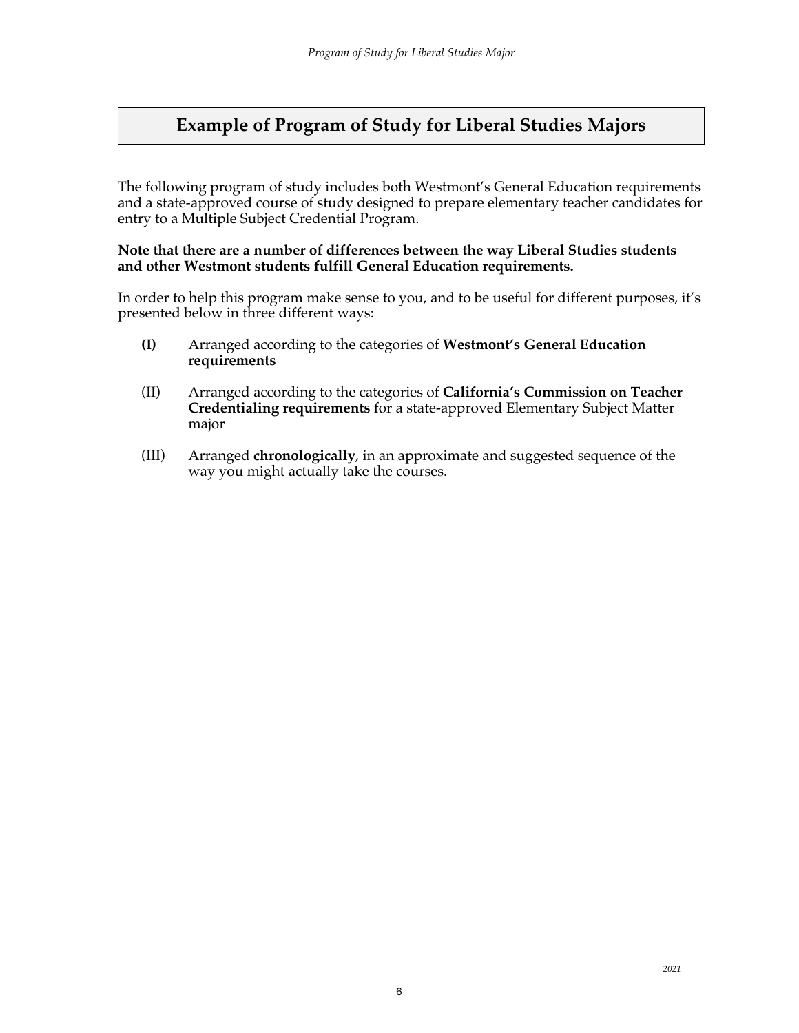# Example of Program of Study for Liberal Studies Majors

The following program of study includes both Westmont's General Education requirements and a state-approved course of study designed to prepare elementary teacher candidates for entry to a Multiple Subject Credential Program.

**Note that there are a number of differences between the way Liberal Studies students and other Westmont students fulfill General Education requirements.**

In order to help this program make sense to you, and to be useful for different purposes, it's presented below in three different ways:

- **(I)** Arranged according to the categories of **Westmont's General Education requirements**
- (II) Arranged according to the categories of **California's Commission on Teacher Credentialing requirements** for a state-approved Elementary Subject Matter major
- (III) Arranged **chronologically**, in an approximate and suggested sequence of the way you might actually take the courses.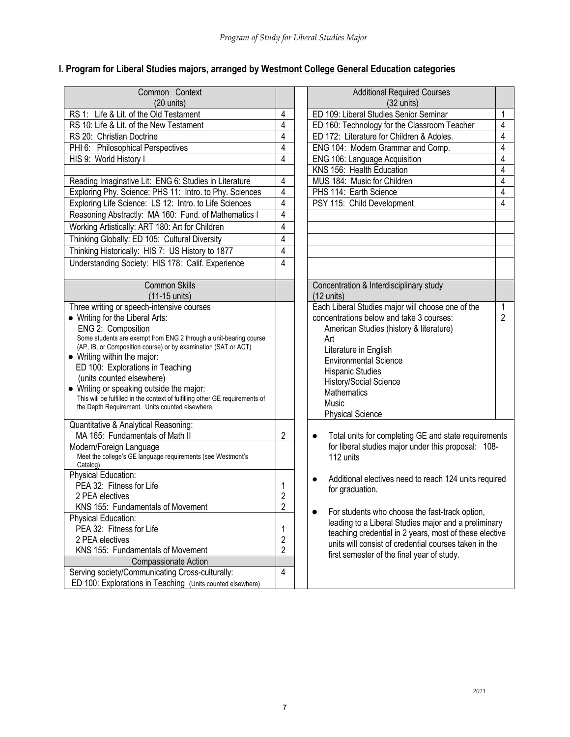## I. Program for Liberal Studies majors, arranged by Westmont College General Education categories

| Common Context (20 units) | |
|---|---|
| RS 1: Life & Lit. of the Old Testament | 4 |
| RS 10: Life & Lit. of the New Testament | 4 |
| RS 20: Christian Doctrine | 4 |
| PHI 6: Philosophical Perspectives | 4 |
| HIS 9: World History I | 4 |
| | |
| Reading Imaginative Lit: ENG 6: Studies in Literature | 4 |
| Exploring Phy. Science: PHS 11: Intro. to Phy. Sciences | 4 |
| Exploring Life Science: LS 12: Intro. to Life Sciences | 4 |
| Reasoning Abstractly: MA 160: Fund. of Mathematics I | 4 |
| Working Artistically: ART 180: Art for Children | 4 |
| Thinking Globally: ED 105: Cultural Diversity | 4 |
| Thinking Historically: HIS 7: US History to 1877 | 4 |
| Understanding Society: HIS 178: Calif. Experience | 4 |
| **Common Skills (11-15 units)** | |
| Three writing or speech-intensive courses<br>• Writing for the Liberal Arts:<br>ENG 2: Composition<br>Some students are exempt from ENG 2 through a unit-bearing course (AP, IB, or Composition course) or by examination (SAT or ACT)<br>• Writing within the major:<br>ED 100: Explorations in Teaching<br>(units counted elsewhere)<br>• Writing or speaking outside the major:<br>This will be fulfilled in the context of fulfilling other GE requirements of the Depth Requirement. Units counted elsewhere. | |
| Quantitative & Analytical Reasoning:<br>MA 165: Fundamentals of Math II | 2 |
| Modern/Foreign Language<br>Meet the college's GE language requirements (see Westmont's Catalog) | |
| Physical Education:<br>PEA 32: Fitness for Life<br>2 PEA electives<br>KNS 155: Fundamentals of Movement | 1<br>2<br>2 |
| Physical Education:<br>PEA 32: Fitness for Life<br>2 PEA electives<br>KNS 155: Fundamentals of Movement | 1<br>2<br>2 |
| **Compassionate Action** | |
| Serving society/Communicating Cross-culturally:<br>ED 100: Explorations in Teaching (Units counted elsewhere) | 4 |

| Additional Required Courses (32 units) | |
|---|---|
| ED 109: Liberal Studies Senior Seminar | 1 |
| ED 160: Technology for the Classroom Teacher | 4 |
| ED 172: Literature for Children & Adoles. | 4 |
| ENG 104: Modern Grammar and Comp. | 4 |
| ENG 106: Language Acquisition | 4 |
| KNS 156: Health Education | 4 |
| MUS 184: Music for Children | 4 |
| PHS 114: Earth Science | 4 |
| PSY 115: Child Development | 4 |
| **Concentration & Interdisciplinary study (12 units)** | |
| Each Liberal Studies major will choose one of the concentrations below and take 3 courses:<br>American Studies (history & literature)<br>Art<br>Literature in English<br>Environmental Science<br>Hispanic Studies<br>History/Social Science<br>Mathematics<br>Music<br>Physical Science | 12 |

- Total units for completing GE and state requirements for liberal studies major under this proposal: 108-112 units
- Additional electives need to reach 124 units required for graduation.
- For students who choose the fast-track option, leading to a Liberal Studies major and a preliminary teaching credential in 2 years, most of these elective units will consist of credential courses taken in the first semester of the final year of study.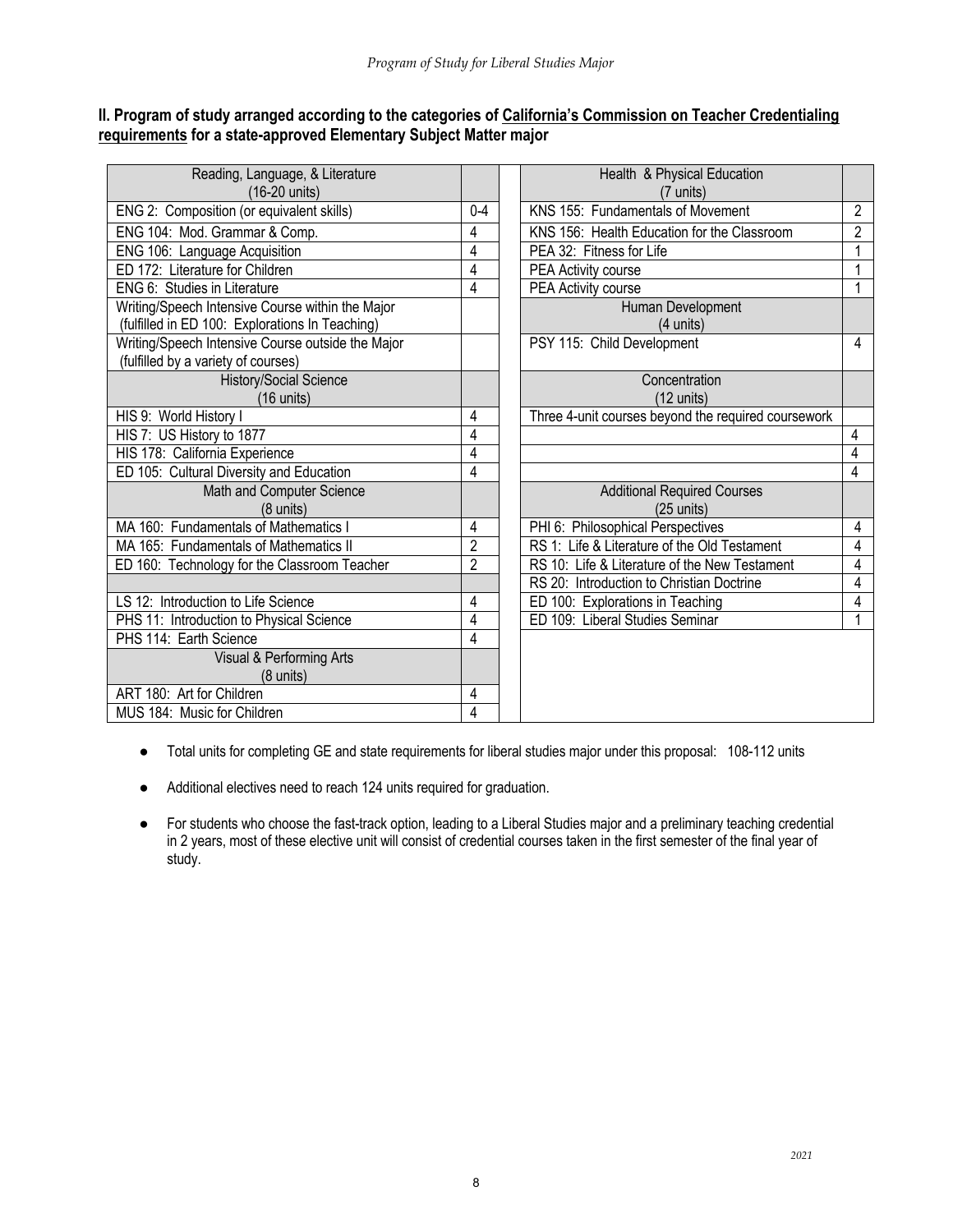## II. Program of study arranged according to the categories of California's Commission on Teacher Credentialing requirements for a state-approved Elementary Subject Matter major

| Reading, Language, & Literature (16-20 units) | |
|---|---|
| ENG 2: Composition (or equivalent skills) | 0-4 |
| ENG 104: Mod. Grammar & Comp. | 4 |
| ENG 106: Language Acquisition | 4 |
| ED 172: Literature for Children | 4 |
| ENG 6: Studies in Literature | 4 |
| Writing/Speech Intensive Course within the Major (fulfilled in ED 100: Explorations In Teaching) | |
| Writing/Speech Intensive Course outside the Major (fulfilled by a variety of courses) | |
| **History/Social Science (16 units)** | |
| HIS 9: World History I | 4 |
| HIS 7: US History to 1877 | 4 |
| HIS 178: California Experience | 4 |
| ED 105: Cultural Diversity and Education | 4 |
| **Math and Computer Science (8 units)** | |
| MA 160: Fundamentals of Mathematics I | 4 |
| MA 165: Fundamentals of Mathematics II | 2 |
| ED 160: Technology for the Classroom Teacher | 2 |
| | |
| LS 12: Introduction to Life Science | 4 |
| PHS 11: Introduction to Physical Science | 4 |
| PHS 114: Earth Science | 4 |
| **Visual & Performing Arts (8 units)** | |
| ART 180: Art for Children | 4 |
| MUS 184: Music for Children | 4 |

| Health & Physical Education (7 units) | |
|---|---|
| KNS 155: Fundamentals of Movement | 2 |
| KNS 156: Health Education for the Classroom | 2 |
| PEA 32: Fitness for Life | 1 |
| PEA Activity course | 1 |
| PEA Activity course | 1 |
| **Human Development (4 units)** | |
| PSY 115: Child Development | 4 |
| **Concentration (12 units)** | |
| Three 4-unit courses beyond the required coursework | |
| | 4 |
| | 4 |
| | 4 |
| **Additional Required Courses (25 units)** | |
| PHI 6: Philosophical Perspectives | 4 |
| RS 1: Life & Literature of the Old Testament | 4 |
| RS 10: Life & Literature of the New Testament | 4 |
| RS 20: Introduction to Christian Doctrine | 4 |
| ED 100: Explorations in Teaching | 4 |
| ED 109: Liberal Studies Seminar | 1 |

- Total units for completing GE and state requirements for liberal studies major under this proposal: 108-112 units
- Additional electives need to reach 124 units required for graduation.
- For students who choose the fast-track option, leading to a Liberal Studies major and a preliminary teaching credential in 2 years, most of these elective unit will consist of credential courses taken in the first semester of the final year of study.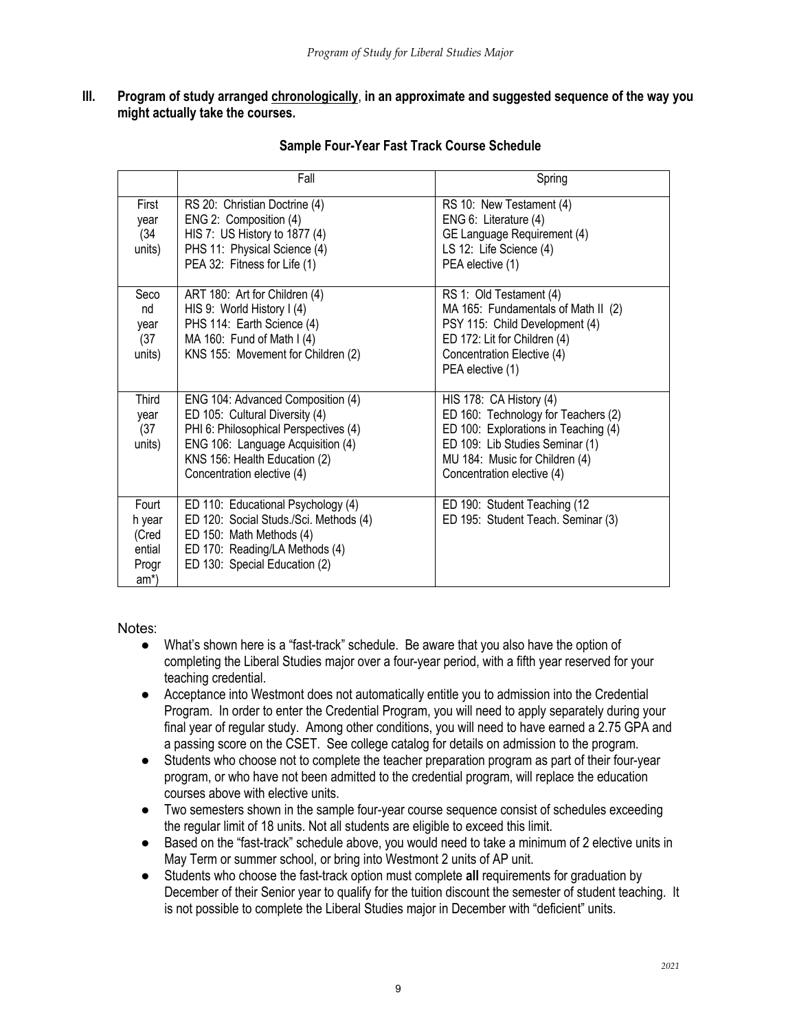**III. Program of study arranged chronologically, in an approximate and suggested sequence of the way you might actually take the courses.**

**Sample Four-Year Fast Track Course Schedule**

| | Fall | Spring |
|---|---|---|
| First year (34 units) | RS 20: Christian Doctrine (4)<br>ENG 2: Composition (4)<br>HIS 7: US History to 1877 (4)<br>PHS 11: Physical Science (4)<br>PEA 32: Fitness for Life (1) | RS 10: New Testament (4)<br>ENG 6: Literature (4)<br>GE Language Requirement (4)<br>LS 12: Life Science (4)<br>PEA elective (1) |
| Second year (37 units) | ART 180: Art for Children (4)<br>HIS 9: World History I (4)<br>PHS 114: Earth Science (4)<br>MA 160: Fund of Math I (4)<br>KNS 155: Movement for Children (2) | RS 1: Old Testament (4)<br>MA 165: Fundamentals of Math II (2)<br>PSY 115: Child Development (4)<br>ED 172: Lit for Children (4)<br>Concentration Elective (4)<br>PEA elective (1) |
| Third year (37 units) | ENG 104: Advanced Composition (4)<br>ED 105: Cultural Diversity (4)<br>PHI 6: Philosophical Perspectives (4)<br>ENG 106: Language Acquisition (4)<br>KNS 156: Health Education (2)<br>Concentration elective (4) | HIS 178: CA History (4)<br>ED 160: Technology for Teachers (2)<br>ED 100: Explorations in Teaching (4)<br>ED 109: Lib Studies Seminar (1)<br>MU 184: Music for Children (4)<br>Concentration elective (4) |
| Fourth year (Credential Program*) | ED 110: Educational Psychology (4)<br>ED 120: Social Studs./Sci. Methods (4)<br>ED 150: Math Methods (4)<br>ED 170: Reading/LA Methods (4)<br>ED 130: Special Education (2) | ED 190: Student Teaching (12<br>ED 195: Student Teach. Seminar (3) |

Notes:

- What's shown here is a "fast-track" schedule. Be aware that you also have the option of completing the Liberal Studies major over a four-year period, with a fifth year reserved for your teaching credential.
- Acceptance into Westmont does not automatically entitle you to admission into the Credential Program. In order to enter the Credential Program, you will need to apply separately during your final year of regular study. Among other conditions, you will need to have earned a 2.75 GPA and a passing score on the CSET. See college catalog for details on admission to the program.
- Students who choose not to complete the teacher preparation program as part of their four-year program, or who have not been admitted to the credential program, will replace the education courses above with elective units.
- Two semesters shown in the sample four-year course sequence consist of schedules exceeding the regular limit of 18 units. Not all students are eligible to exceed this limit.
- Based on the "fast-track" schedule above, you would need to take a minimum of 2 elective units in May Term or summer school, or bring into Westmont 2 units of AP unit.
- Students who choose the fast-track option must complete **all** requirements for graduation by December of their Senior year to qualify for the tuition discount the semester of student teaching. It is not possible to complete the Liberal Studies major in December with "deficient" units.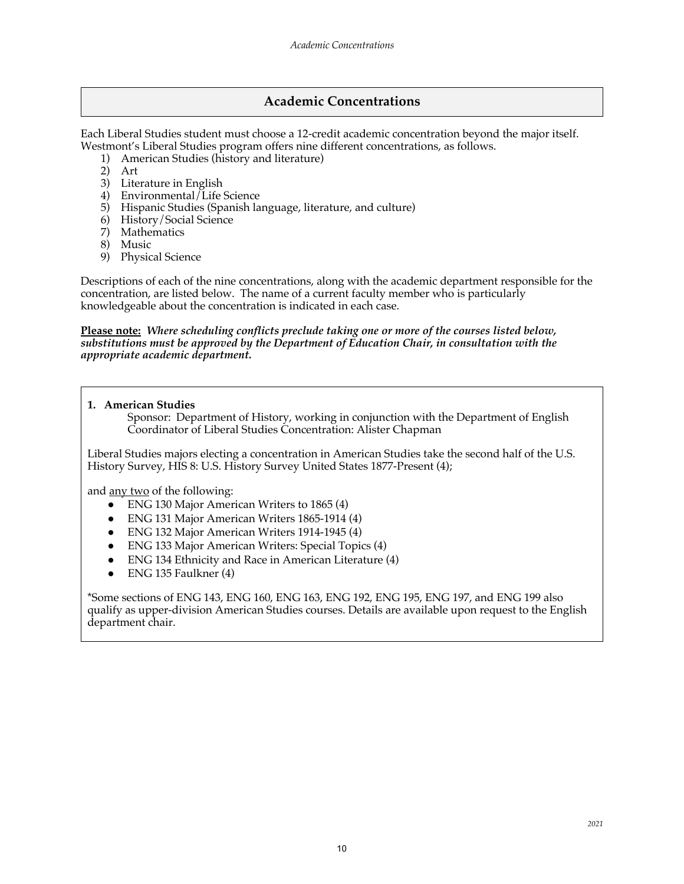## Academic Concentrations

Each Liberal Studies student must choose a 12-credit academic concentration beyond the major itself. Westmont's Liberal Studies program offers nine different concentrations, as follows.

1) American Studies (history and literature)
2) Art
3) Literature in English
4) Environmental/Life Science
5) Hispanic Studies (Spanish language, literature, and culture)
6) History/Social Science
7) Mathematics
8) Music
9) Physical Science

Descriptions of each of the nine concentrations, along with the academic department responsible for the concentration, are listed below. The name of a current faculty member who is particularly knowledgeable about the concentration is indicated in each case.

**Please note:** ***Where scheduling conflicts preclude taking one or more of the courses listed below, substitutions must be approved by the Department of Education Chair, in consultation with the appropriate academic department.***

### 1. American Studies

Sponsor: Department of History, working in conjunction with the Department of English
Coordinator of Liberal Studies Concentration: Alister Chapman

Liberal Studies majors electing a concentration in American Studies take the second half of the U.S. History Survey, HIS 8: U.S. History Survey United States 1877-Present (4);

and any two of the following:

- ENG 130 Major American Writers to 1865 (4)
- ENG 131 Major American Writers 1865-1914 (4)
- ENG 132 Major American Writers 1914-1945 (4)
- ENG 133 Major American Writers: Special Topics (4)
- ENG 134 Ethnicity and Race in American Literature (4)
- ENG 135 Faulkner (4)

*Some sections of ENG 143, ENG 160, ENG 163, ENG 192, ENG 195, ENG 197, and ENG 199 also qualify as upper-division American Studies courses. Details are available upon request to the English department chair.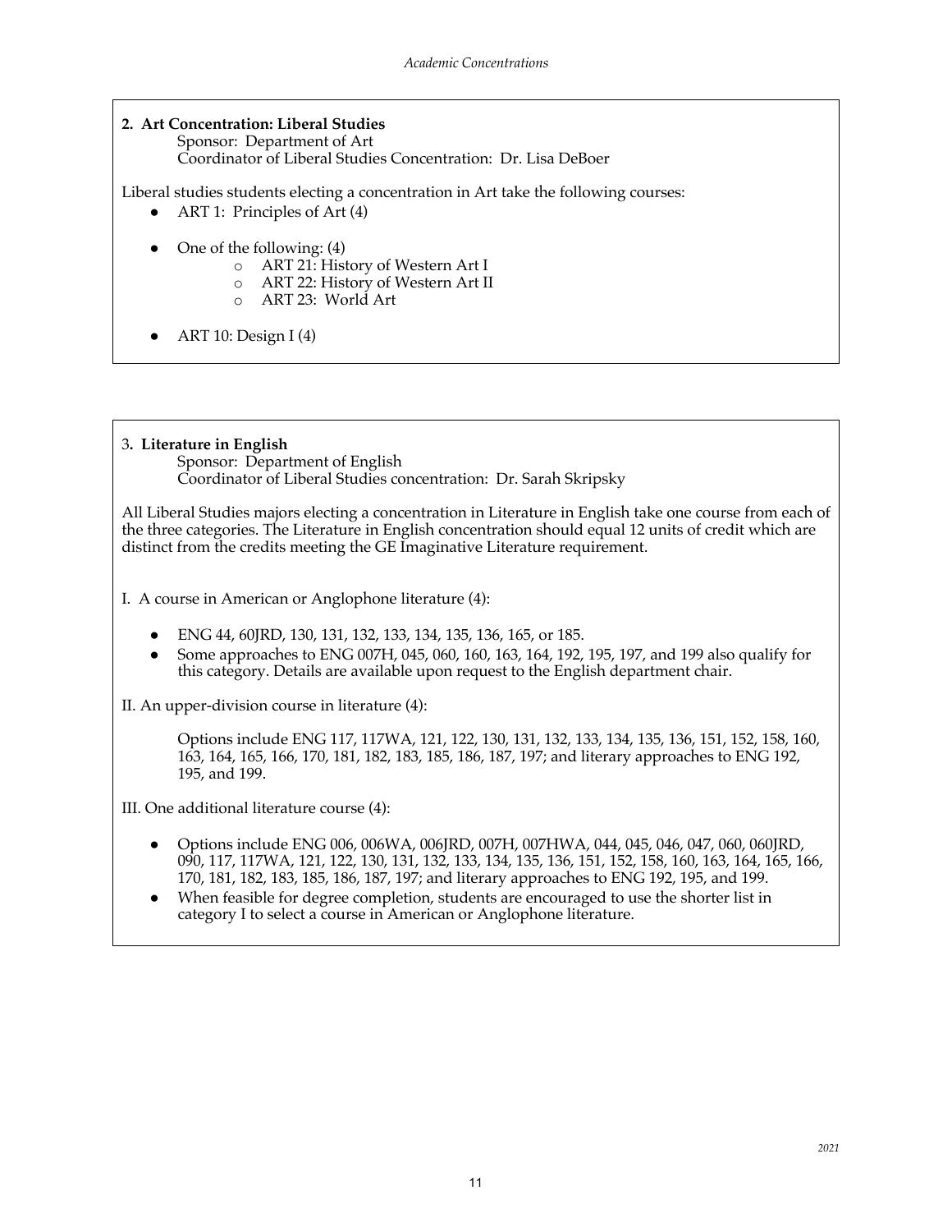**2. Art Concentration: Liberal Studies**

Sponsor: Department of Art
Coordinator of Liberal Studies Concentration: Dr. Lisa DeBoer

Liberal studies students electing a concentration in Art take the following courses:

- ART 1: Principles of Art (4)
- One of the following: (4)
  - ART 21: History of Western Art I
  - ART 22: History of Western Art II
  - ART 23: World Art
- ART 10: Design I (4)

**3. Literature in English**

Sponsor: Department of English
Coordinator of Liberal Studies concentration: Dr. Sarah Skripsky

All Liberal Studies majors electing a concentration in Literature in English take one course from each of the three categories. The Literature in English concentration should equal 12 units of credit which are distinct from the credits meeting the GE Imaginative Literature requirement.

I. A course in American or Anglophone literature (4):

- ENG 44, 60JRD, 130, 131, 132, 133, 134, 135, 136, 165, or 185.
- Some approaches to ENG 007H, 045, 060, 160, 163, 164, 192, 195, 197, and 199 also qualify for this category. Details are available upon request to the English department chair.

II. An upper-division course in literature (4):

Options include ENG 117, 117WA, 121, 122, 130, 131, 132, 133, 134, 135, 136, 151, 152, 158, 160, 163, 164, 165, 166, 170, 181, 182, 183, 185, 186, 187, 197; and literary approaches to ENG 192, 195, and 199.

III. One additional literature course (4):

- Options include ENG 006, 006WA, 006JRD, 007H, 007HWA, 044, 045, 046, 047, 060, 060JRD, 090, 117, 117WA, 121, 122, 130, 131, 132, 133, 134, 135, 136, 151, 152, 158, 160, 163, 164, 165, 166, 170, 181, 182, 183, 185, 186, 187, 197; and literary approaches to ENG 192, 195, and 199.
- When feasible for degree completion, students are encouraged to use the shorter list in category I to select a course in American or Anglophone literature.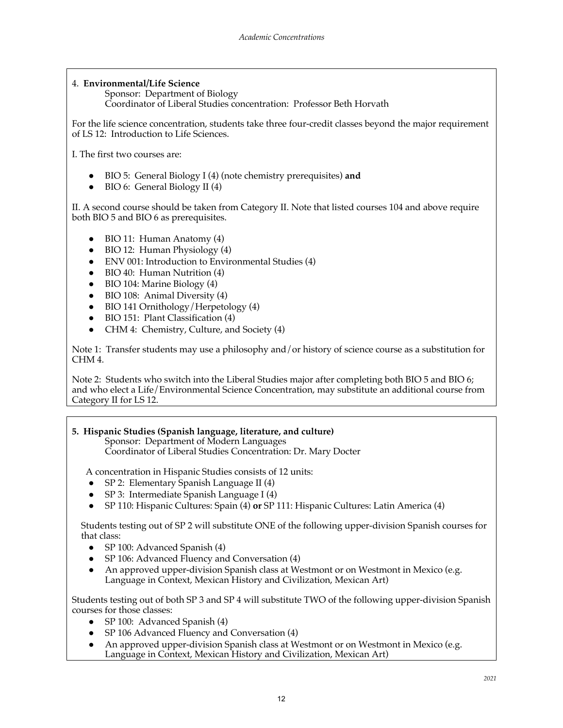### 4. **Environmental/Life Science**

Sponsor: Department of Biology
Coordinator of Liberal Studies concentration: Professor Beth Horvath

For the life science concentration, students take three four-credit classes beyond the major requirement of LS 12: Introduction to Life Sciences.

I. The first two courses are:

- BIO 5: General Biology I (4) (note chemistry prerequisites) **and**
- BIO 6: General Biology II (4)

II. A second course should be taken from Category II. Note that listed courses 104 and above require both BIO 5 and BIO 6 as prerequisites.

- BIO 11: Human Anatomy (4)
- BIO 12: Human Physiology (4)
- ENV 001: Introduction to Environmental Studies (4)
- BIO 40: Human Nutrition (4)
- BIO 104: Marine Biology (4)
- BIO 108: Animal Diversity (4)
- BIO 141 Ornithology/Herpetology (4)
- BIO 151: Plant Classification (4)
- CHM 4: Chemistry, Culture, and Society (4)

Note 1: Transfer students may use a philosophy and/or history of science course as a substitution for CHM 4.

Note 2: Students who switch into the Liberal Studies major after completing both BIO 5 and BIO 6; and who elect a Life/Environmental Science Concentration, may substitute an additional course from Category II for LS 12.

### **5. Hispanic Studies (Spanish language, literature, and culture)**

Sponsor: Department of Modern Languages
Coordinator of Liberal Studies Concentration: Dr. Mary Docter

A concentration in Hispanic Studies consists of 12 units:

- SP 2: Elementary Spanish Language II (4)
- SP 3: Intermediate Spanish Language I (4)
- SP 110: Hispanic Cultures: Spain (4) **or** SP 111: Hispanic Cultures: Latin America (4)

Students testing out of SP 2 will substitute ONE of the following upper-division Spanish courses for that class:

- SP 100: Advanced Spanish (4)
- SP 106: Advanced Fluency and Conversation (4)
- An approved upper-division Spanish class at Westmont or on Westmont in Mexico (e.g. Language in Context, Mexican History and Civilization, Mexican Art)

Students testing out of both SP 3 and SP 4 will substitute TWO of the following upper-division Spanish courses for those classes:

- SP 100: Advanced Spanish (4)
- SP 106 Advanced Fluency and Conversation (4)
- An approved upper-division Spanish class at Westmont or on Westmont in Mexico (e.g. Language in Context, Mexican History and Civilization, Mexican Art)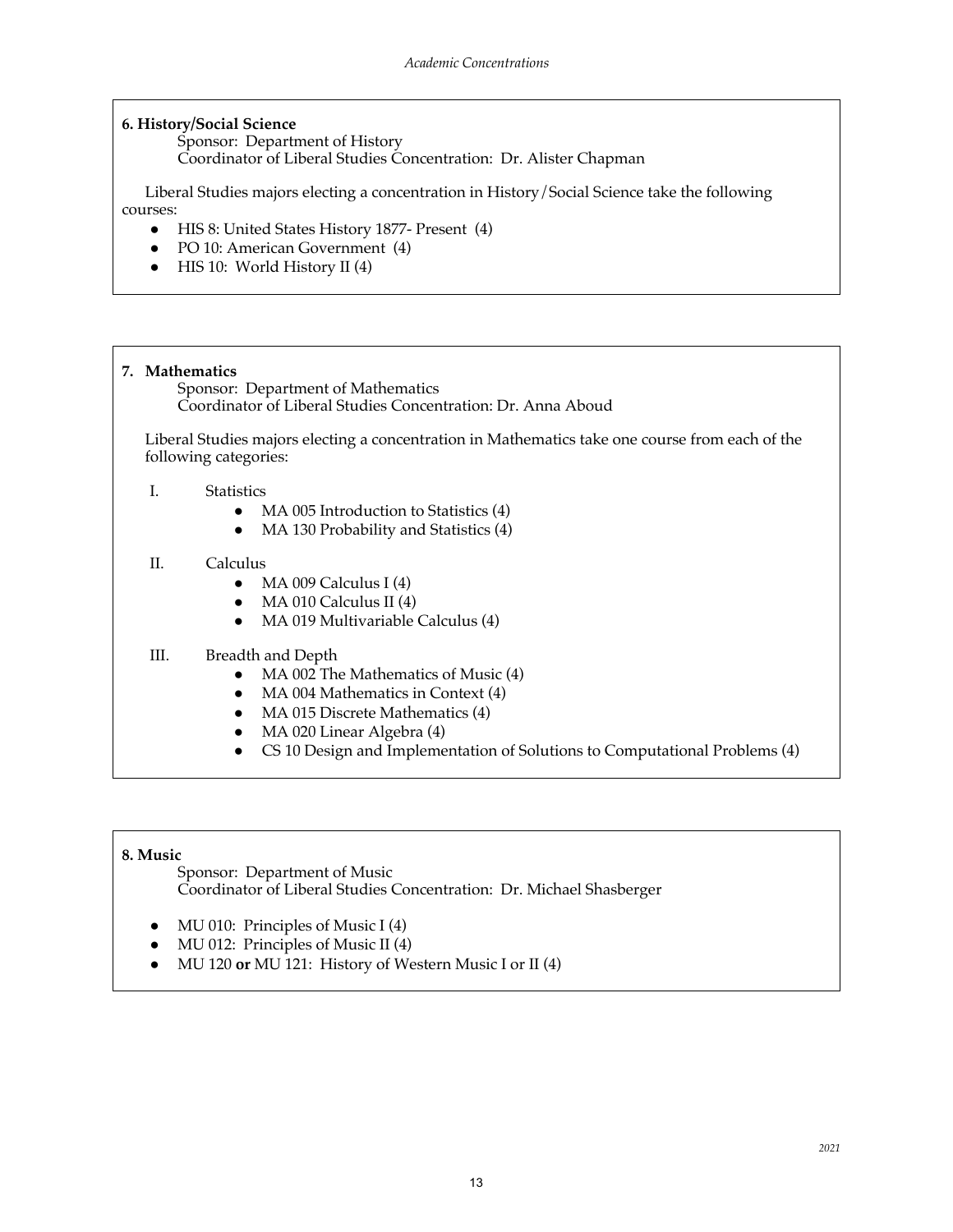### 6. History/Social Science

Sponsor: Department of History
Coordinator of Liberal Studies Concentration: Dr. Alister Chapman

Liberal Studies majors electing a concentration in History/Social Science take the following courses:

- HIS 8: United States History 1877- Present (4)
- PO 10: American Government (4)
- HIS 10: World History II (4)

### 7. Mathematics

Sponsor: Department of Mathematics
Coordinator of Liberal Studies Concentration: Dr. Anna Aboud

Liberal Studies majors electing a concentration in Mathematics take one course from each of the following categories:

I. Statistics
- MA 005 Introduction to Statistics (4)
- MA 130 Probability and Statistics (4)

II. Calculus
- MA 009 Calculus I (4)
- MA 010 Calculus II (4)
- MA 019 Multivariable Calculus (4)

III. Breadth and Depth
- MA 002 The Mathematics of Music (4)
- MA 004 Mathematics in Context (4)
- MA 015 Discrete Mathematics (4)
- MA 020 Linear Algebra (4)
- CS 10 Design and Implementation of Solutions to Computational Problems (4)

### 8. Music

Sponsor: Department of Music
Coordinator of Liberal Studies Concentration: Dr. Michael Shasberger

- MU 010: Principles of Music I (4)
- MU 012: Principles of Music II (4)
- MU 120 **or** MU 121: History of Western Music I or II (4)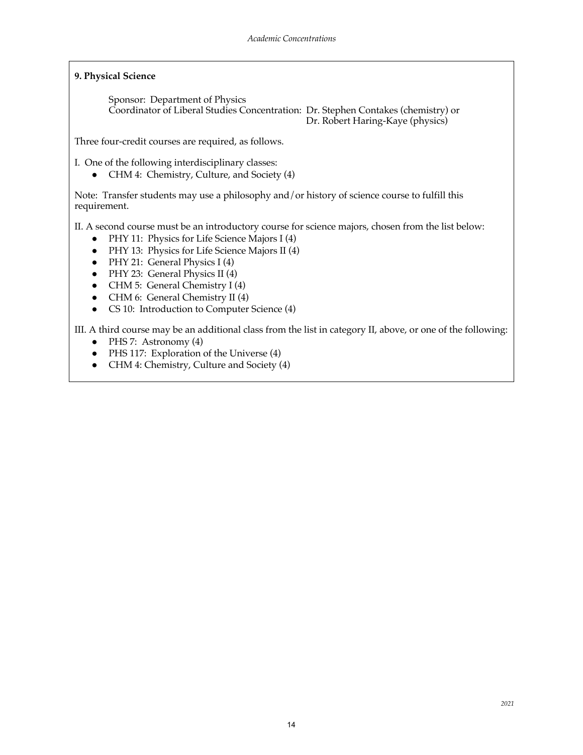### 9. Physical Science

Sponsor: Department of Physics
Coordinator of Liberal Studies Concentration: Dr. Stephen Contakes (chemistry) or Dr. Robert Haring-Kaye (physics)

Three four-credit courses are required, as follows.

I. One of the following interdisciplinary classes:

- CHM 4: Chemistry, Culture, and Society (4)

Note: Transfer students may use a philosophy and/or history of science course to fulfill this requirement.

II. A second course must be an introductory course for science majors, chosen from the list below:

- PHY 11: Physics for Life Science Majors I (4)
- PHY 13: Physics for Life Science Majors II (4)
- PHY 21: General Physics I (4)
- PHY 23: General Physics II (4)
- CHM 5: General Chemistry I (4)
- CHM 6: General Chemistry II (4)
- CS 10: Introduction to Computer Science (4)

III. A third course may be an additional class from the list in category II, above, or one of the following:

- PHS 7: Astronomy (4)
- PHS 117: Exploration of the Universe (4)
- CHM 4: Chemistry, Culture and Society (4)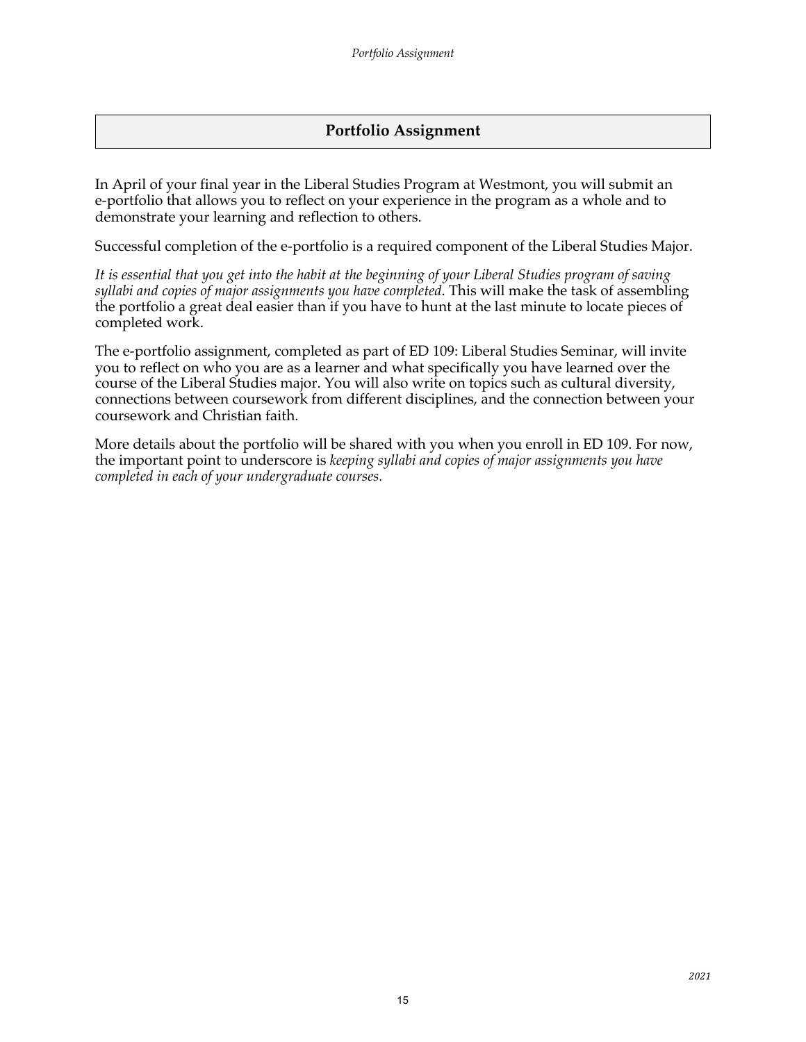# Portfolio Assignment

In April of your final year in the Liberal Studies Program at Westmont, you will submit an e-portfolio that allows you to reflect on your experience in the program as a whole and to demonstrate your learning and reflection to others.

Successful completion of the e-portfolio is a required component of the Liberal Studies Major.

*It is essential that you get into the habit at the beginning of your Liberal Studies program of saving syllabi and copies of major assignments you have completed*. This will make the task of assembling the portfolio a great deal easier than if you have to hunt at the last minute to locate pieces of completed work.

The e-portfolio assignment, completed as part of ED 109: Liberal Studies Seminar, will invite you to reflect on who you are as a learner and what specifically you have learned over the course of the Liberal Studies major. You will also write on topics such as cultural diversity, connections between coursework from different disciplines, and the connection between your coursework and Christian faith.

More details about the portfolio will be shared with you when you enroll in ED 109. For now, the important point to underscore is *keeping syllabi and copies of major assignments you have completed in each of your undergraduate courses.*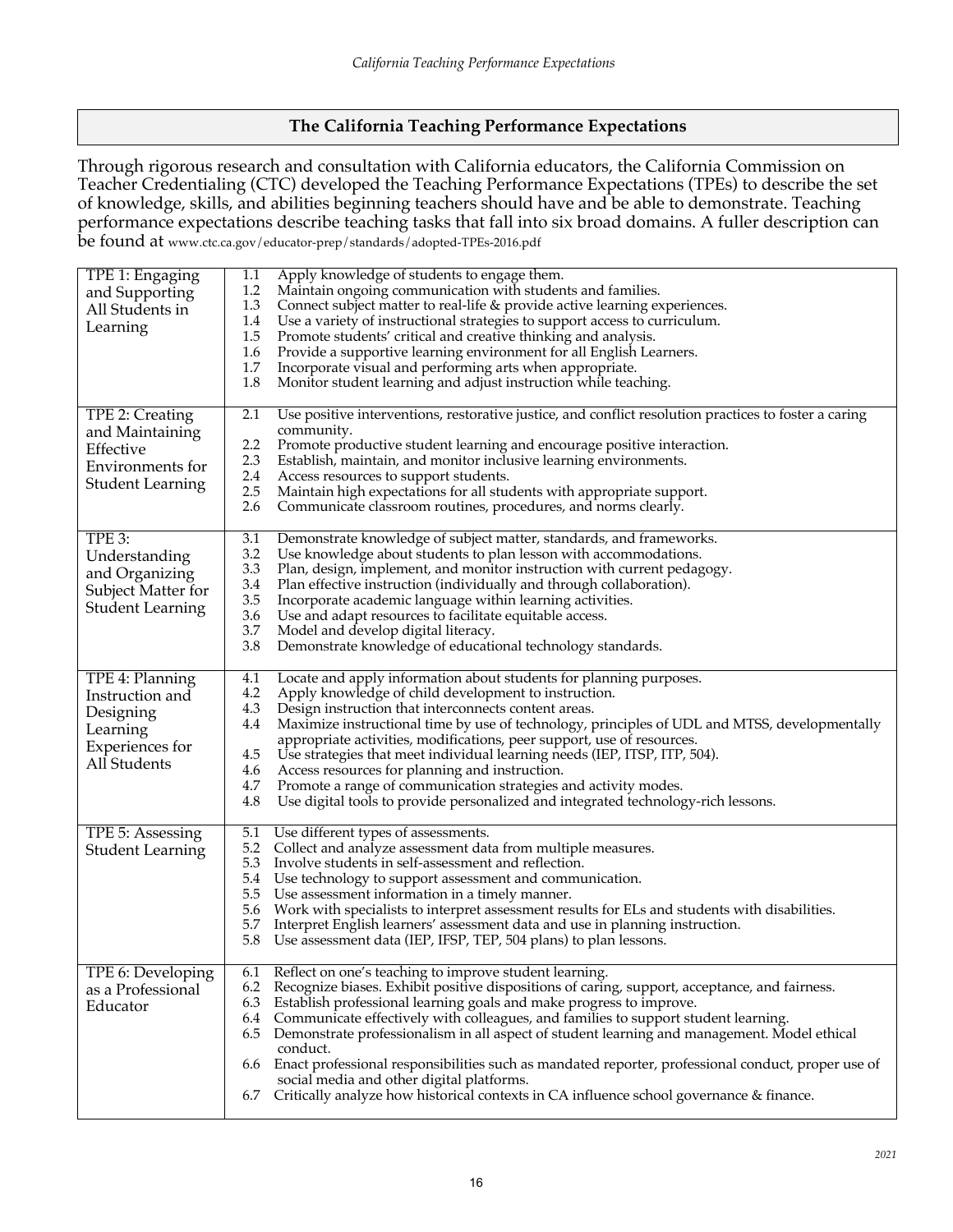## The California Teaching Performance Expectations

Through rigorous research and consultation with California educators, the California Commission on Teacher Credentialing (CTC) developed the Teaching Performance Expectations (TPEs) to describe the set of knowledge, skills, and abilities beginning teachers should have and be able to demonstrate. Teaching performance expectations describe teaching tasks that fall into six broad domains. A fuller description can be found at www.ctc.ca.gov/educator-prep/standards/adopted-TPEs-2016.pdf

| | |
|---|---|
| TPE 1: Engaging and Supporting All Students in Learning | 1.1 Apply knowledge of students to engage them.<br>1.2 Maintain ongoing communication with students and families.<br>1.3 Connect subject matter to real-life & provide active learning experiences.<br>1.4 Use a variety of instructional strategies to support access to curriculum.<br>1.5 Promote students' critical and creative thinking and analysis.<br>1.6 Provide a supportive learning environment for all English Learners.<br>1.7 Incorporate visual and performing arts when appropriate.<br>1.8 Monitor student learning and adjust instruction while teaching. |
| TPE 2: Creating and Maintaining Effective Environments for Student Learning | 2.1 Use positive interventions, restorative justice, and conflict resolution practices to foster a caring community.<br>2.2 Promote productive student learning and encourage positive interaction.<br>2.3 Establish, maintain, and monitor inclusive learning environments.<br>2.4 Access resources to support students.<br>2.5 Maintain high expectations for all students with appropriate support.<br>2.6 Communicate classroom routines, procedures, and norms clearly. |
| TPE 3: Understanding and Organizing Subject Matter for Student Learning | 3.1 Demonstrate knowledge of subject matter, standards, and frameworks.<br>3.2 Use knowledge about students to plan lesson with accommodations.<br>3.3 Plan, design, implement, and monitor instruction with current pedagogy.<br>3.4 Plan effective instruction (individually and through collaboration).<br>3.5 Incorporate academic language within learning activities.<br>3.6 Use and adapt resources to facilitate equitable access.<br>3.7 Model and develop digital literacy.<br>3.8 Demonstrate knowledge of educational technology standards. |
| TPE 4: Planning Instruction and Designing Learning Experiences for All Students | 4.1 Locate and apply information about students for planning purposes.<br>4.2 Apply knowledge of child development to instruction.<br>4.3 Design instruction that interconnects content areas.<br>4.4 Maximize instructional time by use of technology, principles of UDL and MTSS, developmentally appropriate activities, modifications, peer support, use of resources.<br>4.5 Use strategies that meet individual learning needs (IEP, ITSP, ITP, 504).<br>4.6 Access resources for planning and instruction.<br>4.7 Promote a range of communication strategies and activity modes.<br>4.8 Use digital tools to provide personalized and integrated technology-rich lessons. |
| TPE 5: Assessing Student Learning | 5.1 Use different types of assessments.<br>5.2 Collect and analyze assessment data from multiple measures.<br>5.3 Involve students in self-assessment and reflection.<br>5.4 Use technology to support assessment and communication.<br>5.5 Use assessment information in a timely manner.<br>5.6 Work with specialists to interpret assessment results for ELs and students with disabilities.<br>5.7 Interpret English learners' assessment data and use in planning instruction.<br>5.8 Use assessment data (IEP, IFSP, TEP, 504 plans) to plan lessons. |
| TPE 6: Developing as a Professional Educator | 6.1 Reflect on one's teaching to improve student learning.<br>6.2 Recognize biases. Exhibit positive dispositions of caring, support, acceptance, and fairness.<br>6.3 Establish professional learning goals and make progress to improve.<br>6.4 Communicate effectively with colleagues, and families to support student learning.<br>6.5 Demonstrate professionalism in all aspect of student learning and management. Model ethical conduct.<br>6.6 Enact professional responsibilities such as mandated reporter, professional conduct, proper use of social media and other digital platforms.<br>6.7 Critically analyze how historical contexts in CA influence school governance & finance. |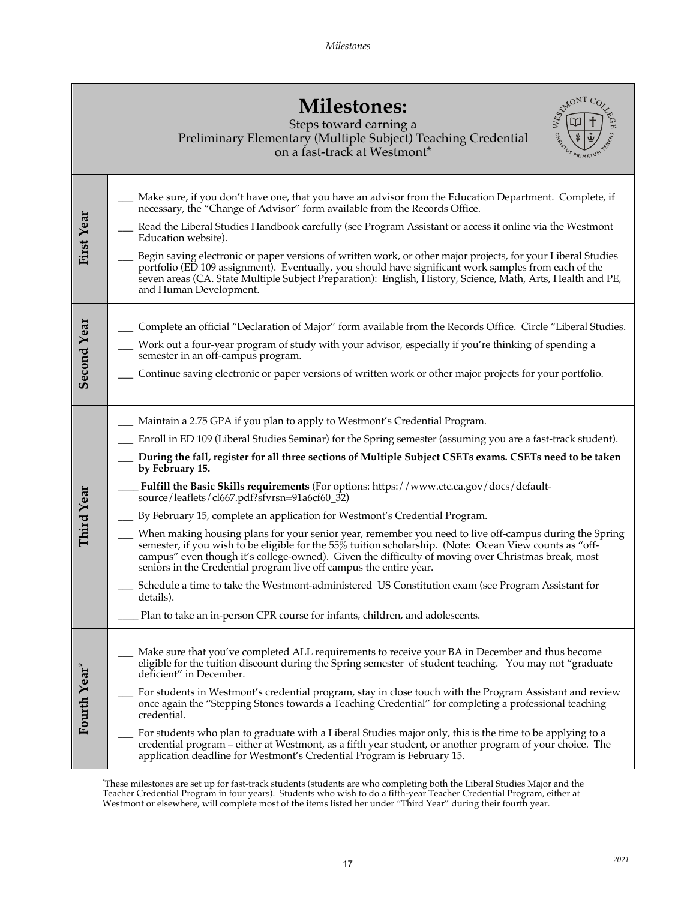# Milestones:

Steps toward earning a
Preliminary Elementary (Multiple Subject) Teaching Credential
on a fast-track at Westmont*

| | |
|---|---|
| **First Year** | ___ Make sure, if you don't have one, that you have an advisor from the Education Department. Complete, if necessary, the "Change of Advisor" form available from the Records Office.<br><br>___ Read the Liberal Studies Handbook carefully (see Program Assistant or access it online via the Westmont Education website).<br><br>___ Begin saving electronic or paper versions of written work, or other major projects, for your Liberal Studies portfolio (ED 109 assignment). Eventually, you should have significant work samples from each of the seven areas (CA. State Multiple Subject Preparation): English, History, Science, Math, Arts, Health and PE, and Human Development. |
| **Second Year** | ___ Complete an official "Declaration of Major" form available from the Records Office. Circle "Liberal Studies.<br><br>___ Work out a four-year program of study with your advisor, especially if you're thinking of spending a semester in an off-campus program.<br><br>___ Continue saving electronic or paper versions of written work or other major projects for your portfolio. |
| **Third Year** | ___ Maintain a 2.75 GPA if you plan to apply to Westmont's Credential Program.<br><br>___ Enroll in ED 109 (Liberal Studies Seminar) for the Spring semester (assuming you are a fast-track student).<br><br>___ **During the fall, register for all three sections of Multiple Subject CSETs exams. CSETs need to be taken by February 15.**<br><br>____ **Fulfill the Basic Skills requirements** (For options: https://www.ctc.ca.gov/docs/default-source/leaflets/cl667.pdf?sfvrsn=91a6cf60_32)<br><br>___ By February 15, complete an application for Westmont's Credential Program.<br><br>___ When making housing plans for your senior year, remember you need to live off-campus during the Spring semester, if you wish to be eligible for the 55% tuition scholarship. (Note: Ocean View counts as "off-campus" even though it's college-owned). Given the difficulty of moving over Christmas break, most seniors in the Credential program live off campus the entire year.<br><br>___ Schedule a time to take the Westmont-administered US Constitution exam (see Program Assistant for details).<br><br>____ Plan to take an in-person CPR course for infants, children, and adolescents. |
| **Fourth Year*** | ___ Make sure that you've completed ALL requirements to receive your BA in December and thus become eligible for the tuition discount during the Spring semester of student teaching. You may not "graduate deficient" in December.<br><br>___ For students in Westmont's credential program, stay in close touch with the Program Assistant and review once again the "Stepping Stones towards a Teaching Credential" for completing a professional teaching credential.<br><br>___ For students who plan to graduate with a Liberal Studies major only, this is the time to be applying to a credential program – either at Westmont, as a fifth year student, or another program of your choice. The application deadline for Westmont's Credential Program is February 15. |

*These milestones are set up for fast-track students (students are who completing both the Liberal Studies Major and the Teacher Credential Program in four years). Students who wish to do a fifth-year Teacher Credential Program, either at Westmont or elsewhere, will complete most of the items listed her under "Third Year" during their fourth year.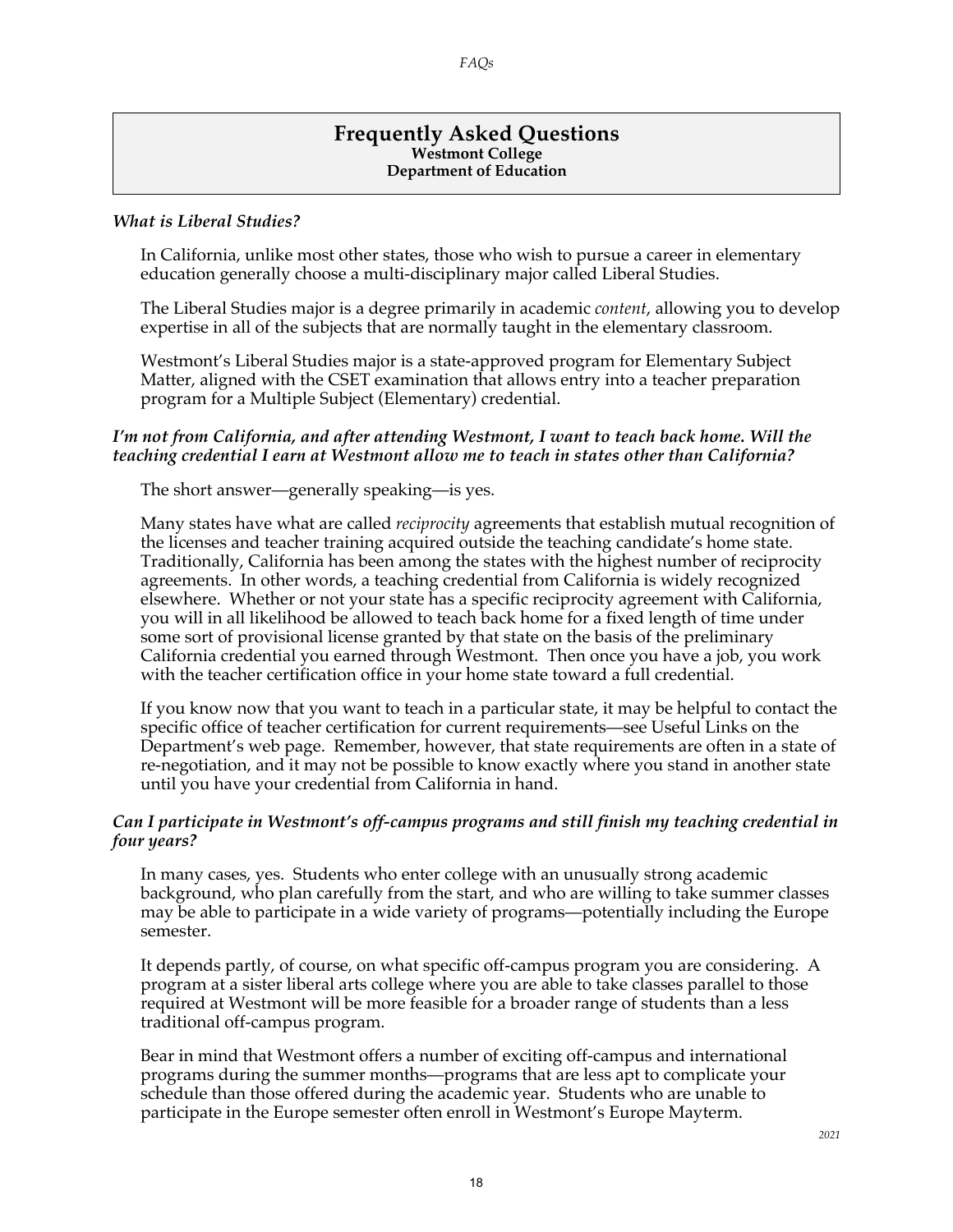# Frequently Asked Questions

**Westmont College**

**Department of Education**

***What is Liberal Studies?***

In California, unlike most other states, those who wish to pursue a career in elementary education generally choose a multi-disciplinary major called Liberal Studies.

The Liberal Studies major is a degree primarily in academic *content*, allowing you to develop expertise in all of the subjects that are normally taught in the elementary classroom.

Westmont's Liberal Studies major is a state-approved program for Elementary Subject Matter, aligned with the CSET examination that allows entry into a teacher preparation program for a Multiple Subject (Elementary) credential.

***I'm not from California, and after attending Westmont, I want to teach back home. Will the teaching credential I earn at Westmont allow me to teach in states other than California?***

The short answer—generally speaking—is yes.

Many states have what are called *reciprocity* agreements that establish mutual recognition of the licenses and teacher training acquired outside the teaching candidate's home state. Traditionally, California has been among the states with the highest number of reciprocity agreements. In other words, a teaching credential from California is widely recognized elsewhere. Whether or not your state has a specific reciprocity agreement with California, you will in all likelihood be allowed to teach back home for a fixed length of time under some sort of provisional license granted by that state on the basis of the preliminary California credential you earned through Westmont. Then once you have a job, you work with the teacher certification office in your home state toward a full credential.

If you know now that you want to teach in a particular state, it may be helpful to contact the specific office of teacher certification for current requirements—see Useful Links on the Department's web page. Remember, however, that state requirements are often in a state of re-negotiation, and it may not be possible to know exactly where you stand in another state until you have your credential from California in hand.

***Can I participate in Westmont's off-campus programs and still finish my teaching credential in four years?***

In many cases, yes. Students who enter college with an unusually strong academic background, who plan carefully from the start, and who are willing to take summer classes may be able to participate in a wide variety of programs—potentially including the Europe semester.

It depends partly, of course, on what specific off-campus program you are considering. A program at a sister liberal arts college where you are able to take classes parallel to those required at Westmont will be more feasible for a broader range of students than a less traditional off-campus program.

Bear in mind that Westmont offers a number of exciting off-campus and international programs during the summer months—programs that are less apt to complicate your schedule than those offered during the academic year. Students who are unable to participate in the Europe semester often enroll in Westmont's Europe Mayterm.

2021